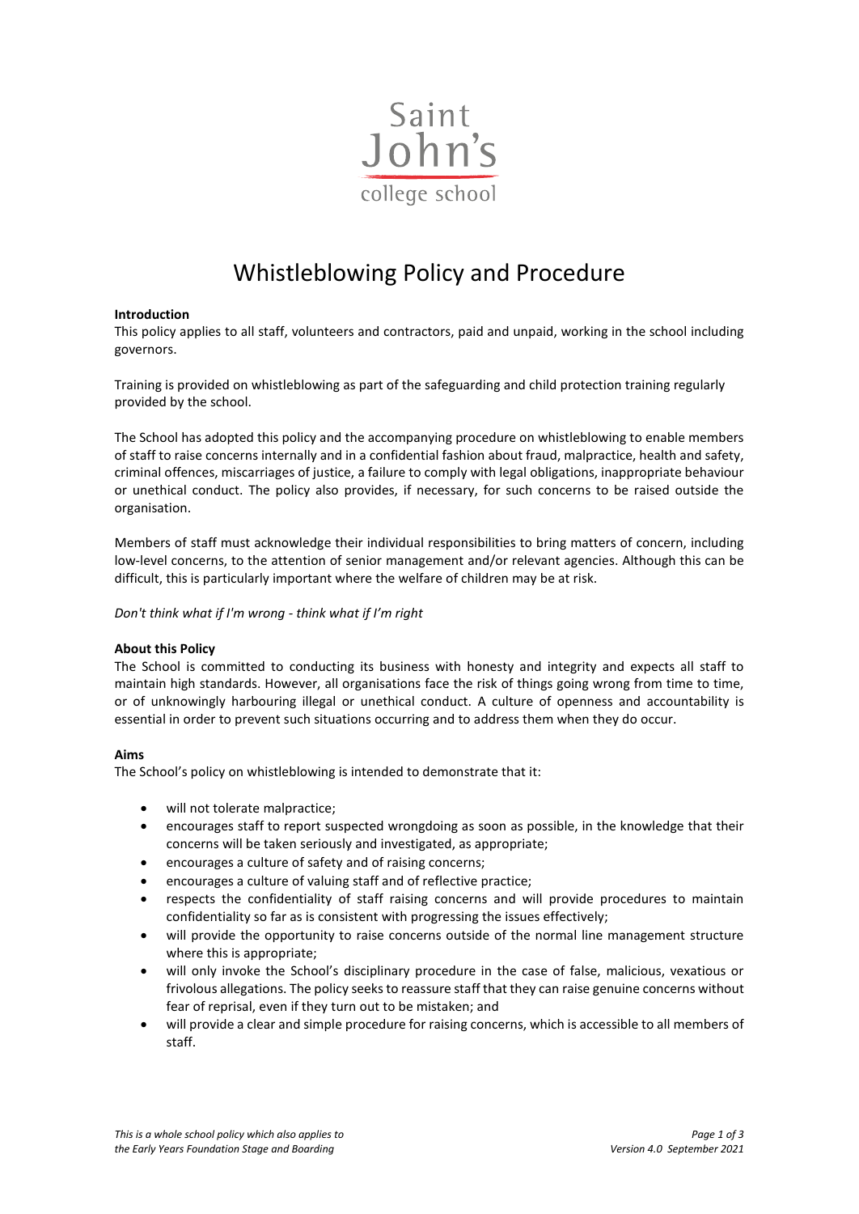Saint John's college school

# Whistleblowing Policy and Procedure

**Introduction**

This policy applies to all staff, volunteers and contractors, paid and unpaid, working in the school including governors.

Training is provided on whistleblowing as part of the safeguarding and child protection training regularly provided by the school.

The School has adopted this policy and the accompanying procedure on whistleblowing to enable members of staff to raise concerns internally and in a confidential fashion about fraud, malpractice, health and safety, criminal offences, miscarriages of justice, a failure to comply with legal obligations, inappropriate behaviour or unethical conduct. The policy also provides, if necessary, for such concerns to be raised outside the organisation.

Members of staff must acknowledge their individual responsibilities to bring matters of concern, including low-level concerns, to the attention of senior management and/or relevant agencies. Although this can be difficult, this is particularly important where the welfare of children may be at risk.

*Don't think what if I'm wrong - think what if I'm right*

**About this Policy**

The School is committed to conducting its business with honesty and integrity and expects all staff to maintain high standards. However, all organisations face the risk of things going wrong from time to time, or of unknowingly harbouring illegal or unethical conduct. A culture of openness and accountability is essential in order to prevent such situations occurring and to address them when they do occur.

**Aims**

The School's policy on whistleblowing is intended to demonstrate that it:

- will not tolerate malpractice;
- encourages staff to report suspected wrongdoing as soon as possible, in the knowledge that their concerns will be taken seriously and investigated, as appropriate;
- encourages a culture of safety and of raising concerns;
- encourages a culture of valuing staff and of reflective practice;
- respects the confidentiality of staff raising concerns and will provide procedures to maintain confidentiality so far as is consistent with progressing the issues effectively;
- will provide the opportunity to raise concerns outside of the normal line management structure where this is appropriate;
- will only invoke the School's disciplinary procedure in the case of false, malicious, vexatious or frivolous allegations. The policy seeks to reassure staff that they can raise genuine concerns without fear of reprisal, even if they turn out to be mistaken; and
- will provide a clear and simple procedure for raising concerns, which is accessible to all members of staff.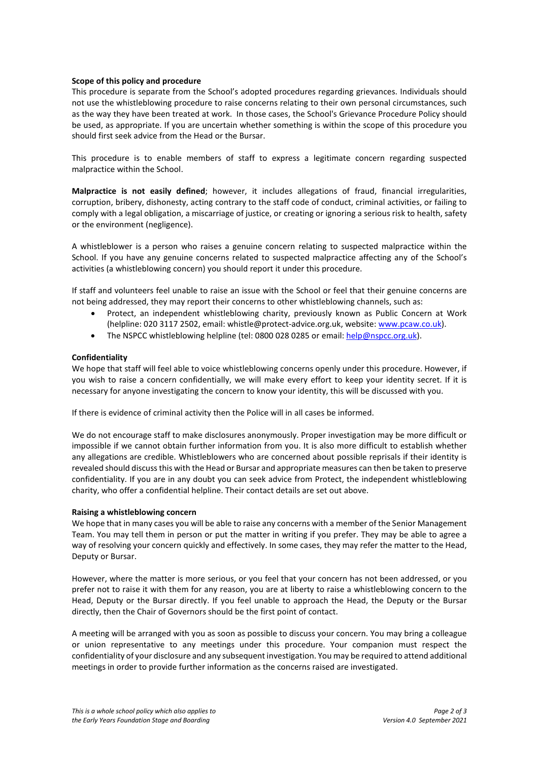**Scope of this policy and procedure**

This procedure is separate from the School's adopted procedures regarding grievances. Individuals should not use the whistleblowing procedure to raise concerns relating to their own personal circumstances, such as the way they have been treated at work. In those cases, the School's Grievance Procedure Policy should be used, as appropriate. If you are uncertain whether something is within the scope of this procedure you should first seek advice from the Head or the Bursar.

This procedure is to enable members of staff to express a legitimate concern regarding suspected malpractice within the School.

**Malpractice is not easily defined**; however, it includes allegations of fraud, financial irregularities, corruption, bribery, dishonesty, acting contrary to the staff code of conduct, criminal activities, or failing to comply with a legal obligation, a miscarriage of justice, or creating or ignoring a serious risk to health, safety or the environment (negligence).

A whistleblower is a person who raises a genuine concern relating to suspected malpractice within the School. If you have any genuine concerns related to suspected malpractice affecting any of the School's activities (a whistleblowing concern) you should report it under this procedure.

If staff and volunteers feel unable to raise an issue with the School or feel that their genuine concerns are not being addressed, they may report their concerns to other whistleblowing channels, such as:

- Protect, an independent whistleblowing charity, previously known as Public Concern at Work (helpline: 020 3117 2502, email: whistle@protect-advice.org.uk, website: [www.pcaw.co.uk](http://www.pcaw.co.uk)).
- The NSPCC whistleblowing helpline (tel: 0800 028 0285 or email: [help@nspcc.org.uk](mailto:help@nspcc.org.uk)).

**Confidentiality**

We hope that staff will feel able to voice whistleblowing concerns openly under this procedure. However, if you wish to raise a concern confidentially, we will make every effort to keep your identity secret. If it is necessary for anyone investigating the concern to know your identity, this will be discussed with you.

If there is evidence of criminal activity then the Police will in all cases be informed.

We do not encourage staff to make disclosures anonymously. Proper investigation may be more difficult or impossible if we cannot obtain further information from you. It is also more difficult to establish whether any allegations are credible. Whistleblowers who are concerned about possible reprisals if their identity is revealed should discuss this with the Head or Bursar and appropriate measures can then be taken to preserve confidentiality. If you are in any doubt you can seek advice from Protect, the independent whistleblowing charity, who offer a confidential helpline. Their contact details are set out above.

**Raising a whistleblowing concern**

We hope that in many cases you will be able to raise any concerns with a member of the Senior Management Team. You may tell them in person or put the matter in writing if you prefer. They may be able to agree a way of resolving your concern quickly and effectively. In some cases, they may refer the matter to the Head, Deputy or Bursar.

However, where the matter is more serious, or you feel that your concern has not been addressed, or you prefer not to raise it with them for any reason, you are at liberty to raise a whistleblowing concern to the Head, Deputy or the Bursar directly. If you feel unable to approach the Head, the Deputy or the Bursar directly, then the Chair of Governors should be the first point of contact.

A meeting will be arranged with you as soon as possible to discuss your concern. You may bring a colleague or union representative to any meetings under this procedure. Your companion must respect the confidentiality of your disclosure and any subsequent investigation. You may be required to attend additional meetings in order to provide further information as the concerns raised are investigated.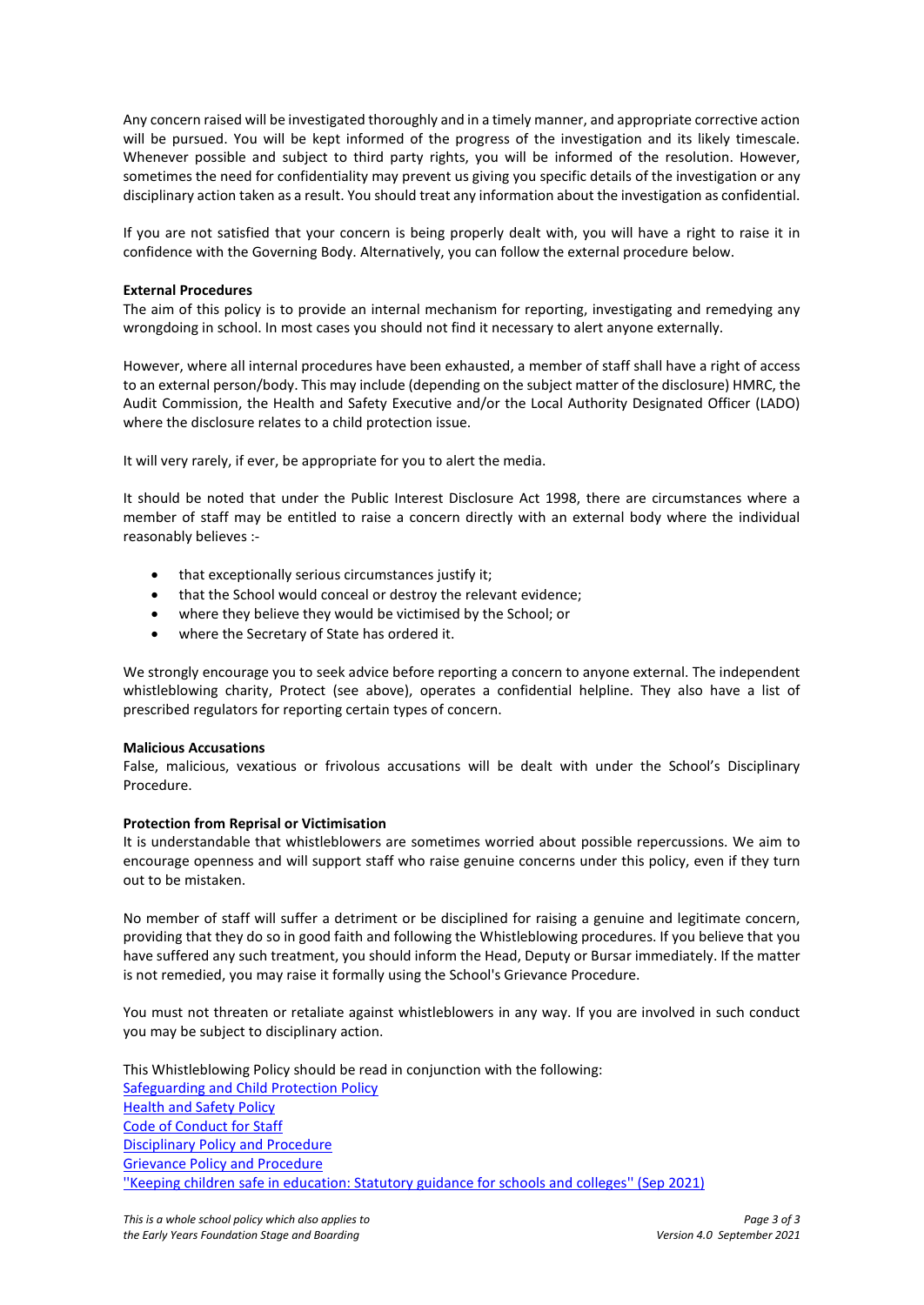Any concern raised will be investigated thoroughly and in a timely manner, and appropriate corrective action will be pursued. You will be kept informed of the progress of the investigation and its likely timescale. Whenever possible and subject to third party rights, you will be informed of the resolution. However, sometimes the need for confidentiality may prevent us giving you specific details of the investigation or any disciplinary action taken as a result. You should treat any information about the investigation as confidential.

If you are not satisfied that your concern is being properly dealt with, you will have a right to raise it in confidence with the Governing Body. Alternatively, you can follow the external procedure below.

**External Procedures**

The aim of this policy is to provide an internal mechanism for reporting, investigating and remedying any wrongdoing in school. In most cases you should not find it necessary to alert anyone externally.

However, where all internal procedures have been exhausted, a member of staff shall have a right of access to an external person/body. This may include (depending on the subject matter of the disclosure) HMRC, the Audit Commission, the Health and Safety Executive and/or the Local Authority Designated Officer (LADO) where the disclosure relates to a child protection issue.

It will very rarely, if ever, be appropriate for you to alert the media.

It should be noted that under the Public Interest Disclosure Act 1998, there are circumstances where a member of staff may be entitled to raise a concern directly with an external body where the individual reasonably believes :-

- that exceptionally serious circumstances justify it;
- that the School would conceal or destroy the relevant evidence;
- where they believe they would be victimised by the School; or
- where the Secretary of State has ordered it.

We strongly encourage you to seek advice before reporting a concern to anyone external. The independent whistleblowing charity, Protect (see above), operates a confidential helpline. They also have a list of prescribed regulators for reporting certain types of concern.

**Malicious Accusations**

False, malicious, vexatious or frivolous accusations will be dealt with under the School's Disciplinary Procedure.

**Protection from Reprisal or Victimisation**

It is understandable that whistleblowers are sometimes worried about possible repercussions. We aim to encourage openness and will support staff who raise genuine concerns under this policy, even if they turn out to be mistaken.

No member of staff will suffer a detriment or be disciplined for raising a genuine and legitimate concern, providing that they do so in good faith and following the Whistleblowing procedures. If you believe that you have suffered any such treatment, you should inform the Head, Deputy or Bursar immediately. If the matter is not remedied, you may raise it formally using the School's Grievance Procedure.

You must not threaten or retaliate against whistleblowers in any way. If you are involved in such conduct you may be subject to disciplinary action.

This Whistleblowing Policy should be read in conjunction with the following:
Safeguarding and Child Protection Policy
Health and Safety Policy
Code of Conduct for Staff
Disciplinary Policy and Procedure
Grievance Policy and Procedure
''Keeping children safe in education: Statutory guidance for schools and colleges'' (Sep 2021)

*This is a whole school policy which also applies to the Early Years Foundation Stage and Boarding*

*Version 4.0 September 2021*